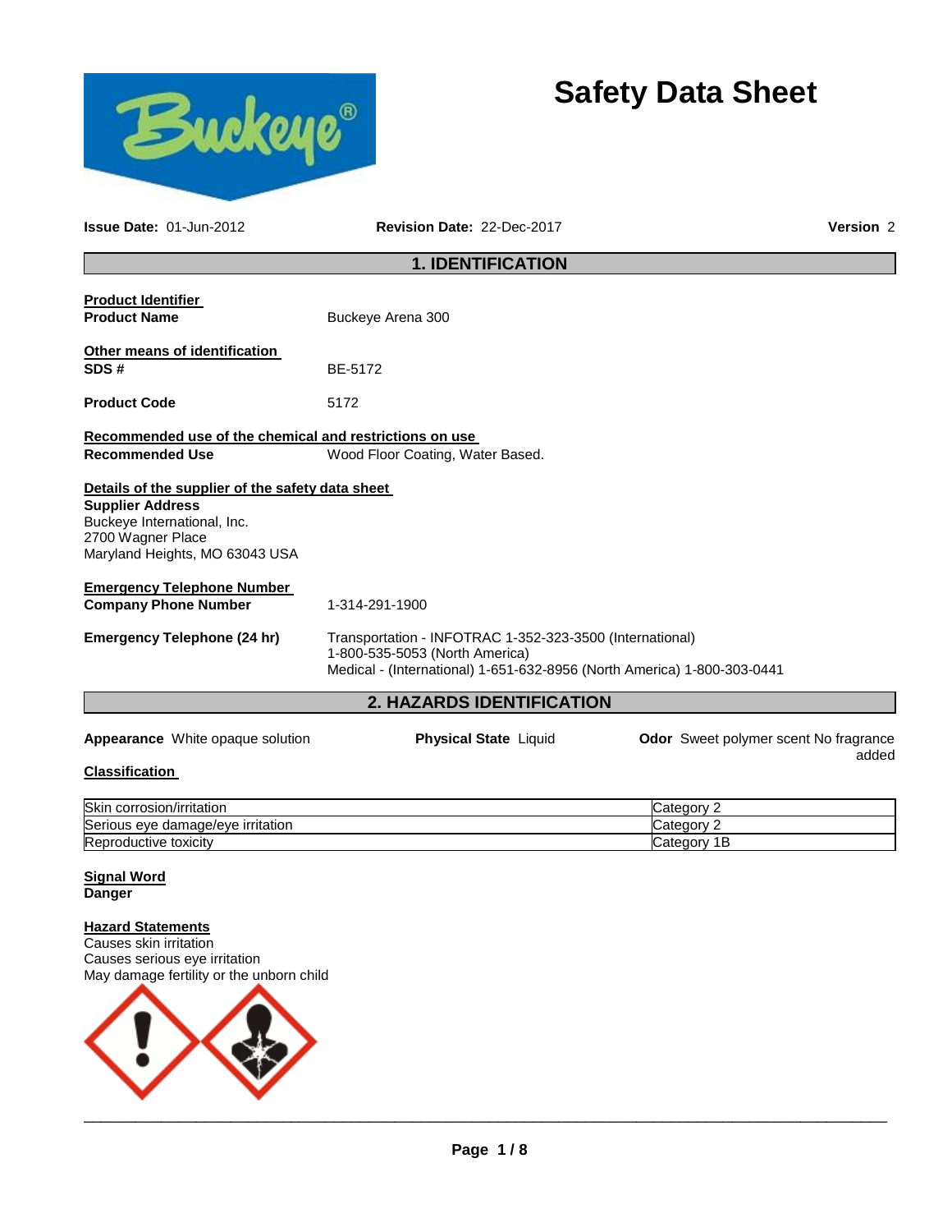# Safety Data Sheet

**Issue Date:** 01-Jun-2012 **Revision Date:** 22-Dec-2017 **Version** 2

## 1. IDENTIFICATION

**Product Identifier**

**Product Name** Buckeye Arena 300

**Other means of identification**

**SDS #** BE-5172

**Product Code** 5172

**Recommended use of the chemical and restrictions on use**

**Recommended Use** Wood Floor Coating, Water Based.

**Details of the supplier of the safety data sheet**

**Supplier Address**
Buckeye International, Inc.
2700 Wagner Place
Maryland Heights, MO 63043 USA

**Emergency Telephone Number**

**Company Phone Number** 1-314-291-1900

**Emergency Telephone (24 hr)** Transportation - INFOTRAC 1-352-323-3500 (International)
1-800-535-5053 (North America)
Medical - (International) 1-651-632-8956 (North America) 1-800-303-0441

## 2. HAZARDS IDENTIFICATION

**Appearance** White opaque solution **Physical State** Liquid **Odor** Sweet polymer scent No fragrance added

**Classification**

| Hazard | Category |
|---|---|
| Skin corrosion/irritation | Category 2 |
| Serious eye damage/eye irritation | Category 2 |
| Reproductive toxicity | Category 1B |

**Signal Word**
**Danger**

**Hazard Statements**
Causes skin irritation
Causes serious eye irritation
May damage fertility or the unborn child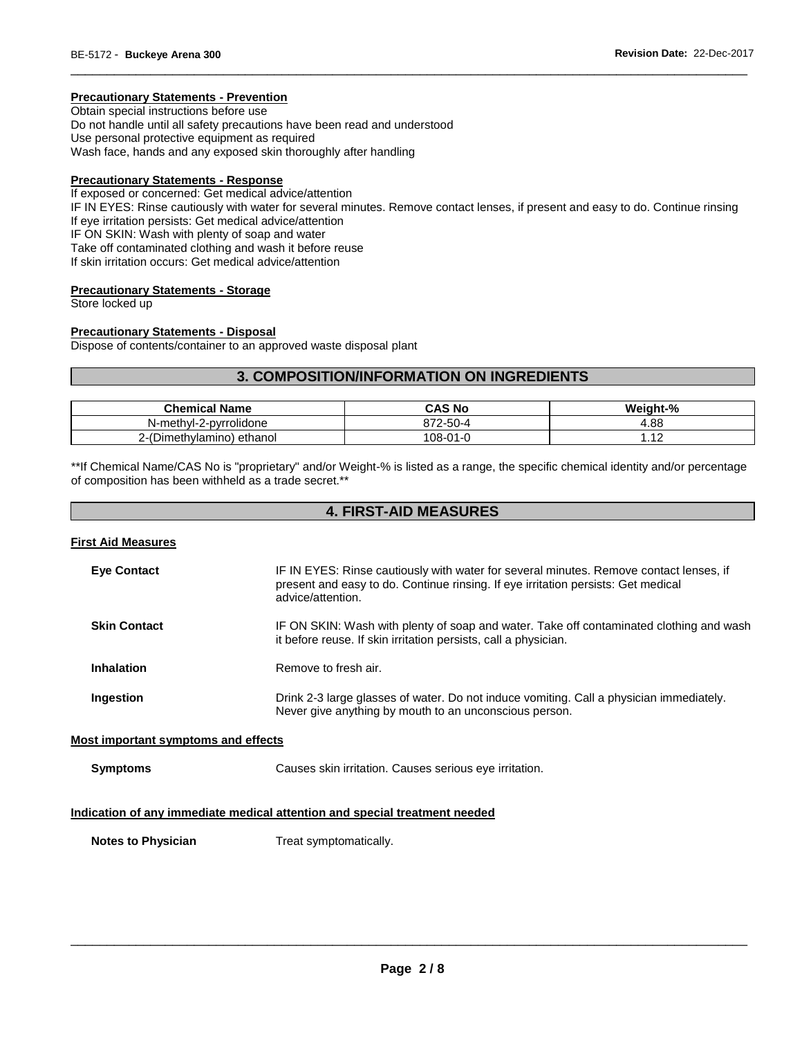**Precautionary Statements - Prevention**

Obtain special instructions before use
Do not handle until all safety precautions have been read and understood
Use personal protective equipment as required
Wash face, hands and any exposed skin thoroughly after handling

**Precautionary Statements - Response**

If exposed or concerned: Get medical advice/attention
IF IN EYES: Rinse cautiously with water for several minutes. Remove contact lenses, if present and easy to do. Continue rinsing
If eye irritation persists: Get medical advice/attention
IF ON SKIN: Wash with plenty of soap and water
Take off contaminated clothing and wash it before reuse
If skin irritation occurs: Get medical advice/attention

**Precautionary Statements - Storage**

Store locked up

**Precautionary Statements - Disposal**

Dispose of contents/container to an approved waste disposal plant

## 3. COMPOSITION/INFORMATION ON INGREDIENTS

| Chemical Name | CAS No | Weight-% |
|---|---|---|
| N-methyl-2-pyrrolidone | 872-50-4 | 4.88 |
| 2-(Dimethylamino) ethanol | 108-01-0 | 1.12 |

**If Chemical Name/CAS No is "proprietary" and/or Weight-% is listed as a range, the specific chemical identity and/or percentage of composition has been withheld as a trade secret.**

## 4. FIRST-AID MEASURES

**First Aid Measures**

**Eye Contact** IF IN EYES: Rinse cautiously with water for several minutes. Remove contact lenses, if present and easy to do. Continue rinsing. If eye irritation persists: Get medical advice/attention.

**Skin Contact** IF ON SKIN: Wash with plenty of soap and water. Take off contaminated clothing and wash it before reuse. If skin irritation persists, call a physician.

**Inhalation** Remove to fresh air.

**Ingestion** Drink 2-3 large glasses of water. Do not induce vomiting. Call a physician immediately. Never give anything by mouth to an unconscious person.

**Most important symptoms and effects**

**Symptoms** Causes skin irritation. Causes serious eye irritation.

**Indication of any immediate medical attention and special treatment needed**

**Notes to Physician** Treat symptomatically.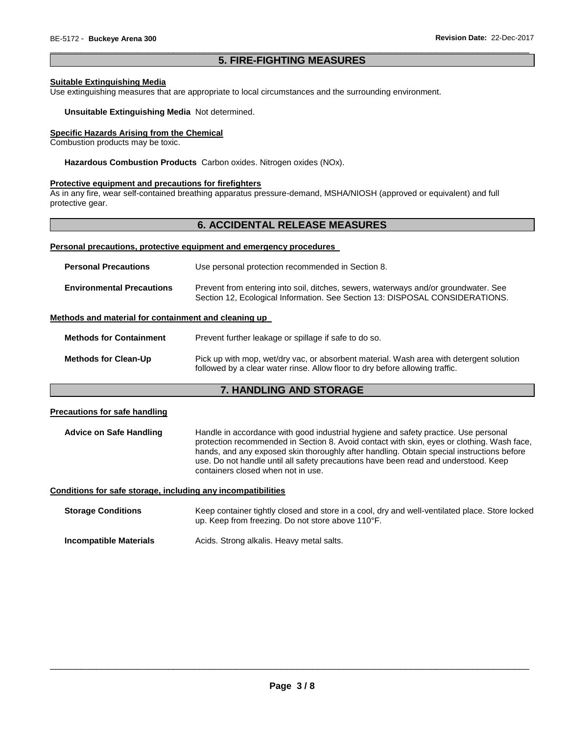## 5. FIRE-FIGHTING MEASURES

### Suitable Extinguishing Media

Use extinguishing measures that are appropriate to local circumstances and the surrounding environment.

**Unsuitable Extinguishing Media** Not determined.

### Specific Hazards Arising from the Chemical

Combustion products may be toxic.

**Hazardous Combustion Products** Carbon oxides. Nitrogen oxides (NOx).

### Protective equipment and precautions for firefighters

As in any fire, wear self-contained breathing apparatus pressure-demand, MSHA/NIOSH (approved or equivalent) and full protective gear.

## 6. ACCIDENTAL RELEASE MEASURES

### Personal precautions, protective equipment and emergency procedures

**Personal Precautions** Use personal protection recommended in Section 8.

**Environmental Precautions** Prevent from entering into soil, ditches, sewers, waterways and/or groundwater. See Section 12, Ecological Information. See Section 13: DISPOSAL CONSIDERATIONS.

### Methods and material for containment and cleaning up

**Methods for Containment** Prevent further leakage or spillage if safe to do so.

**Methods for Clean-Up** Pick up with mop, wet/dry vac, or absorbent material. Wash area with detergent solution followed by a clear water rinse. Allow floor to dry before allowing traffic.

## 7. HANDLING AND STORAGE

### Precautions for safe handling

**Advice on Safe Handling** Handle in accordance with good industrial hygiene and safety practice. Use personal protection recommended in Section 8. Avoid contact with skin, eyes or clothing. Wash face, hands, and any exposed skin thoroughly after handling. Obtain special instructions before use. Do not handle until all safety precautions have been read and understood. Keep containers closed when not in use.

### Conditions for safe storage, including any incompatibilities

**Storage Conditions** Keep container tightly closed and store in a cool, dry and well-ventilated place. Store locked up. Keep from freezing. Do not store above 110°F.

**Incompatible Materials** Acids. Strong alkalis. Heavy metal salts.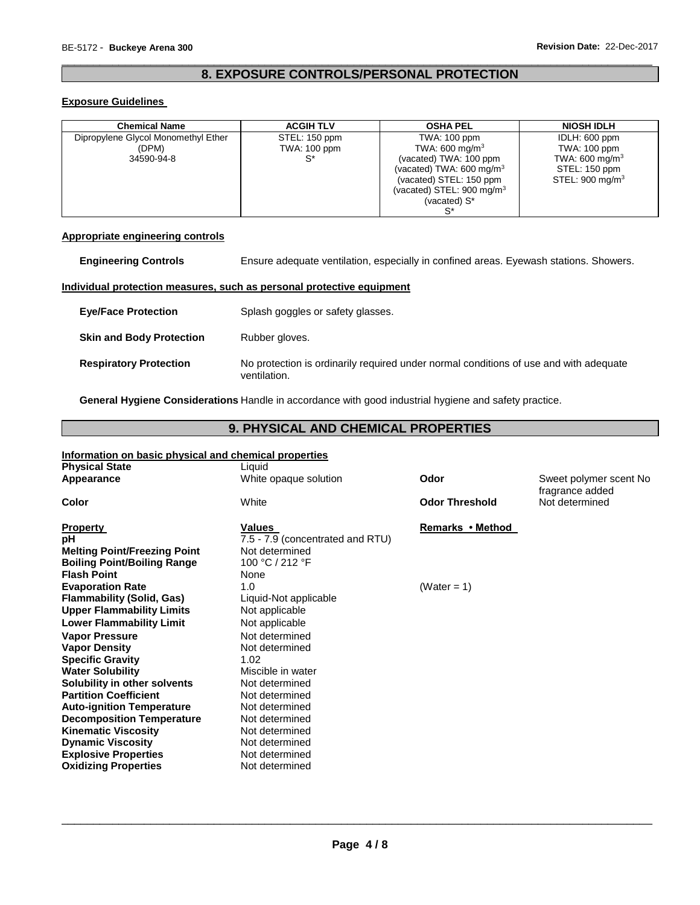## 8. EXPOSURE CONTROLS/PERSONAL PROTECTION

### Exposure Guidelines

| Chemical Name | ACGIH TLV | OSHA PEL | NIOSH IDLH |
|---|---|---|---|
| Dipropylene Glycol Monomethyl Ether (DPM) 34590-94-8 | STEL: 150 ppm TWA: 100 ppm S* | TWA: 100 ppm TWA: 600 mg/m$^3$ (vacated) TWA: 100 ppm (vacated) TWA: 600 mg/m$^3$ (vacated) STEL: 150 ppm (vacated) STEL: 900 mg/m$^3$ (vacated) S* S* | IDLH: 600 ppm TWA: 100 ppm TWA: 600 mg/m$^3$ STEL: 150 ppm STEL: 900 mg/m$^3$ |

### Appropriate engineering controls

**Engineering Controls** Ensure adequate ventilation, especially in confined areas. Eyewash stations. Showers.

### Individual protection measures, such as personal protective equipment

**Eye/Face Protection** Splash goggles or safety glasses.

**Skin and Body Protection** Rubber gloves.

**Respiratory Protection** No protection is ordinarily required under normal conditions of use and with adequate ventilation.

**General Hygiene Considerations** Handle in accordance with good industrial hygiene and safety practice.

## 9. PHYSICAL AND CHEMICAL PROPERTIES

### Information on basic physical and chemical properties

| | | | |
|---|---|---|---|
| **Physical State** | Liquid | | |
| **Appearance** | White opaque solution | **Odor** | Sweet polymer scent No fragrance added |
| **Color** | White | **Odor Threshold** | Not determined |

| **Property** | **Values** | **Remarks • Method** |
|---|---|---|
| **pH** | 7.5 - 7.9 (concentrated and RTU) | |
| **Melting Point/Freezing Point** | Not determined | |
| **Boiling Point/Boiling Range** | 100 °C / 212 °F | |
| **Flash Point** | None | |
| **Evaporation Rate** | 1.0 | (Water = 1) |
| **Flammability (Solid, Gas)** | Liquid-Not applicable | |
| **Upper Flammability Limits** | Not applicable | |
| **Lower Flammability Limit** | Not applicable | |
| **Vapor Pressure** | Not determined | |
| **Vapor Density** | Not determined | |
| **Specific Gravity** | 1.02 | |
| **Water Solubility** | Miscible in water | |
| **Solubility in other solvents** | Not determined | |
| **Partition Coefficient** | Not determined | |
| **Auto-ignition Temperature** | Not determined | |
| **Decomposition Temperature** | Not determined | |
| **Kinematic Viscosity** | Not determined | |
| **Dynamic Viscosity** | Not determined | |
| **Explosive Properties** | Not determined | |
| **Oxidizing Properties** | Not determined | |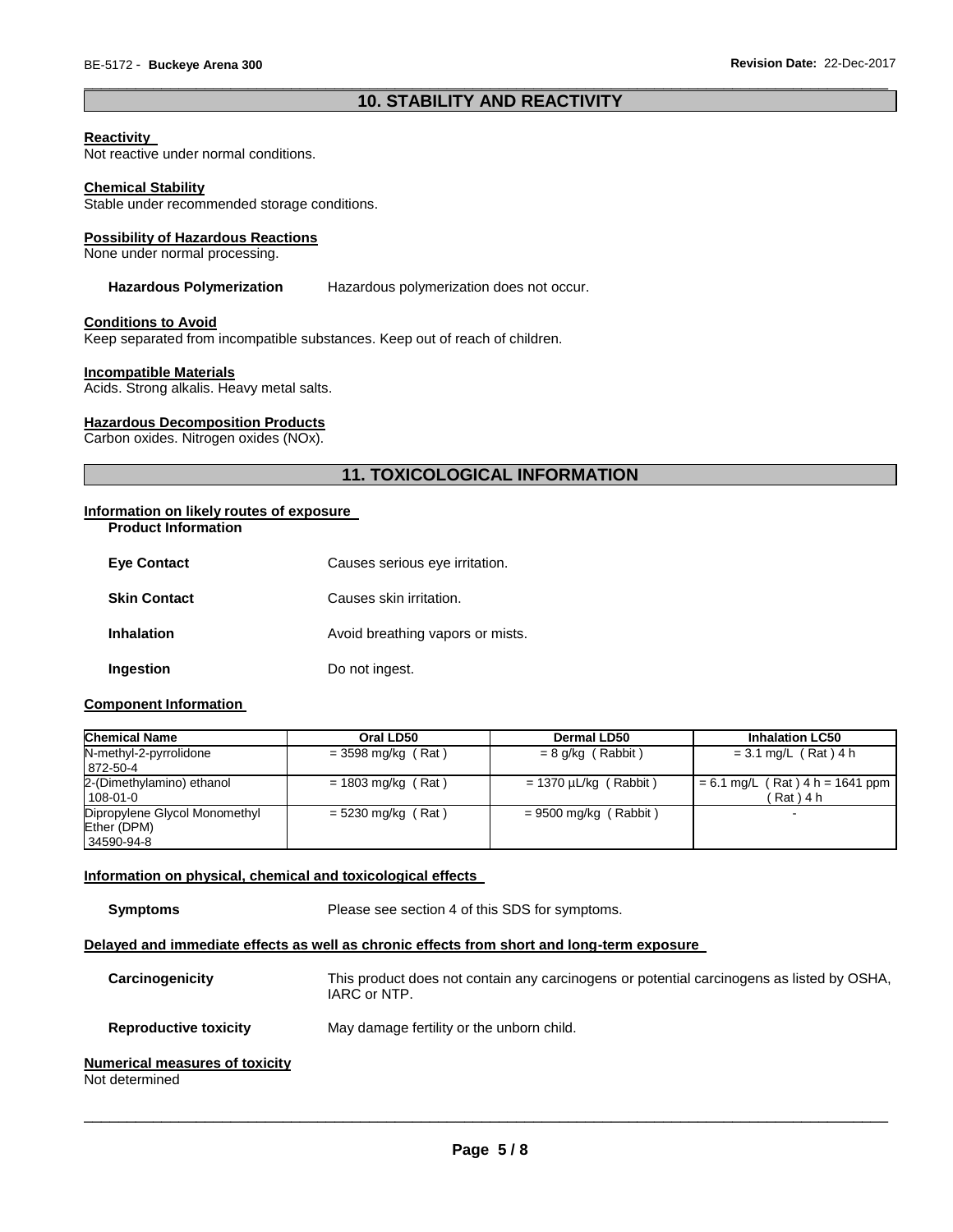## 10. STABILITY AND REACTIVITY

**Reactivity**
Not reactive under normal conditions.

**Chemical Stability**
Stable under recommended storage conditions.

**Possibility of Hazardous Reactions**
None under normal processing.

**Hazardous Polymerization** Hazardous polymerization does not occur.

**Conditions to Avoid**
Keep separated from incompatible substances. Keep out of reach of children.

**Incompatible Materials**
Acids. Strong alkalis. Heavy metal salts.

**Hazardous Decomposition Products**
Carbon oxides. Nitrogen oxides (NOx).

## 11. TOXICOLOGICAL INFORMATION

**Information on likely routes of exposure**

**Product Information**

**Eye Contact** Causes serious eye irritation.

**Skin Contact** Causes skin irritation.

**Inhalation** Avoid breathing vapors or mists.

**Ingestion** Do not ingest.

**Component Information**

| Chemical Name | Oral LD50 | Dermal LD50 | Inhalation LC50 |
|---|---|---|---|
| N-methyl-2-pyrrolidone 872-50-4 | = 3598 mg/kg ( Rat ) | = 8 g/kg ( Rabbit ) | = 3.1 mg/L ( Rat ) 4 h |
| 2-(Dimethylamino) ethanol 108-01-0 | = 1803 mg/kg ( Rat ) | = 1370 µL/kg ( Rabbit ) | = 6.1 mg/L ( Rat ) 4 h = 1641 ppm ( Rat ) 4 h |
| Dipropylene Glycol Monomethyl Ether (DPM) 34590-94-8 | = 5230 mg/kg ( Rat ) | = 9500 mg/kg ( Rabbit ) | - |

**Information on physical, chemical and toxicological effects**

**Symptoms** Please see section 4 of this SDS for symptoms.

**Delayed and immediate effects as well as chronic effects from short and long-term exposure**

**Carcinogenicity** This product does not contain any carcinogens or potential carcinogens as listed by OSHA, IARC or NTP.

**Reproductive toxicity** May damage fertility or the unborn child.

**Numerical measures of toxicity**
Not determined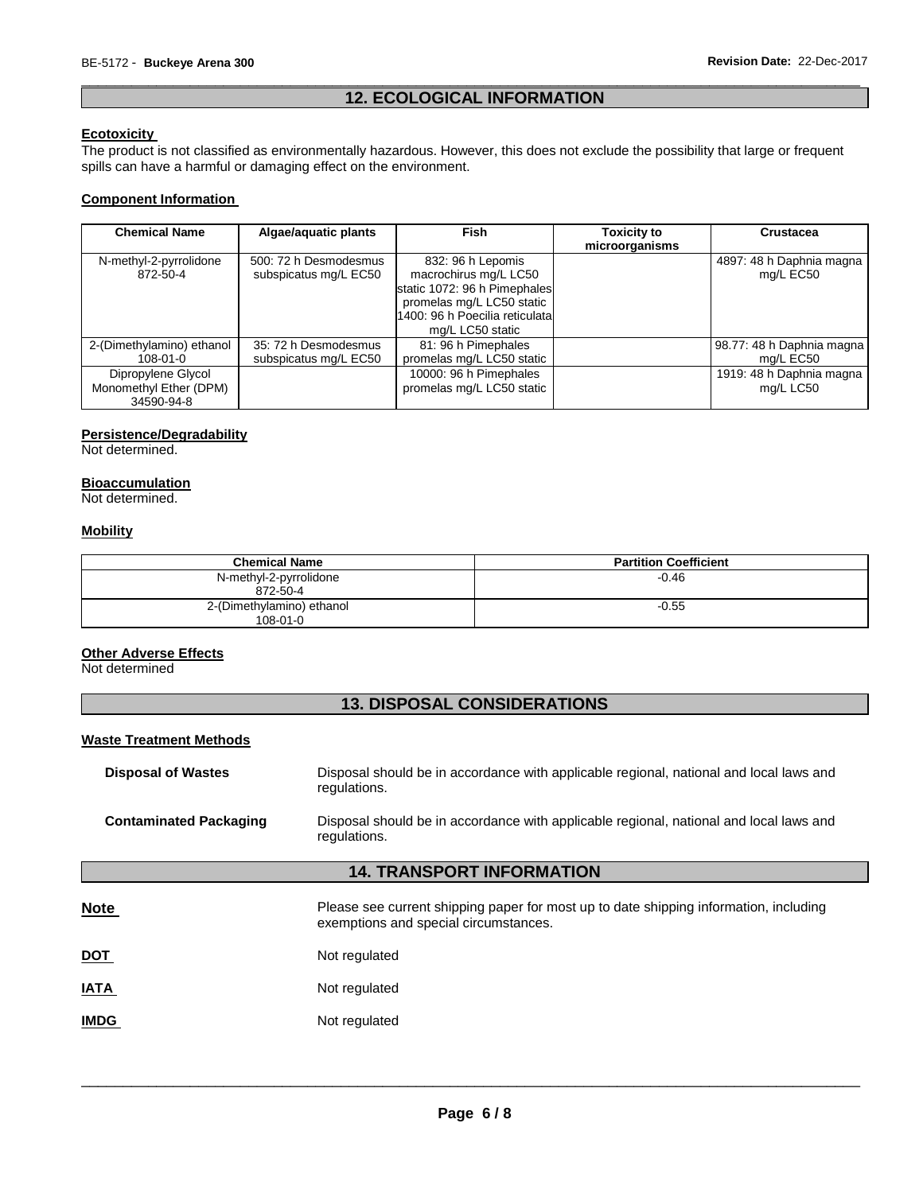## 12. ECOLOGICAL INFORMATION

### Ecotoxicity

The product is not classified as environmentally hazardous. However, this does not exclude the possibility that large or frequent spills can have a harmful or damaging effect on the environment.

### Component Information

| Chemical Name | Algae/aquatic plants | Fish | Toxicity to microorganisms | Crustacea |
|---|---|---|---|---|
| N-methyl-2-pyrrolidone 872-50-4 | 500: 72 h Desmodesmus subspicatus mg/L EC50 | 832: 96 h Lepomis macrochirus mg/L LC50 static 1072: 96 h Pimephales promelas mg/L LC50 static 1400: 96 h Poecilia reticulata mg/L LC50 static | | 4897: 48 h Daphnia magna mg/L EC50 |
| 2-(Dimethylamino) ethanol 108-01-0 | 35: 72 h Desmodesmus subspicatus mg/L EC50 | 81: 96 h Pimephales promelas mg/L LC50 static | | 98.77: 48 h Daphnia magna mg/L EC50 |
| Dipropylene Glycol Monomethyl Ether (DPM) 34590-94-8 | | 10000: 96 h Pimephales promelas mg/L LC50 static | | 1919: 48 h Daphnia magna mg/L LC50 |

### Persistence/Degradability

Not determined.

### Bioaccumulation

Not determined.

### Mobility

| Chemical Name | Partition Coefficient |
|---|---|
| N-methyl-2-pyrrolidone 872-50-4 | -0.46 |
| 2-(Dimethylamino) ethanol 108-01-0 | -0.55 |

### Other Adverse Effects

Not determined

## 13. DISPOSAL CONSIDERATIONS

### Waste Treatment Methods

**Disposal of Wastes** Disposal should be in accordance with applicable regional, national and local laws and regulations.

**Contaminated Packaging** Disposal should be in accordance with applicable regional, national and local laws and regulations.

## 14. TRANSPORT INFORMATION

**Note** Please see current shipping paper for most up to date shipping information, including exemptions and special circumstances.

**DOT** Not regulated

**IATA** Not regulated

**IMDG** Not regulated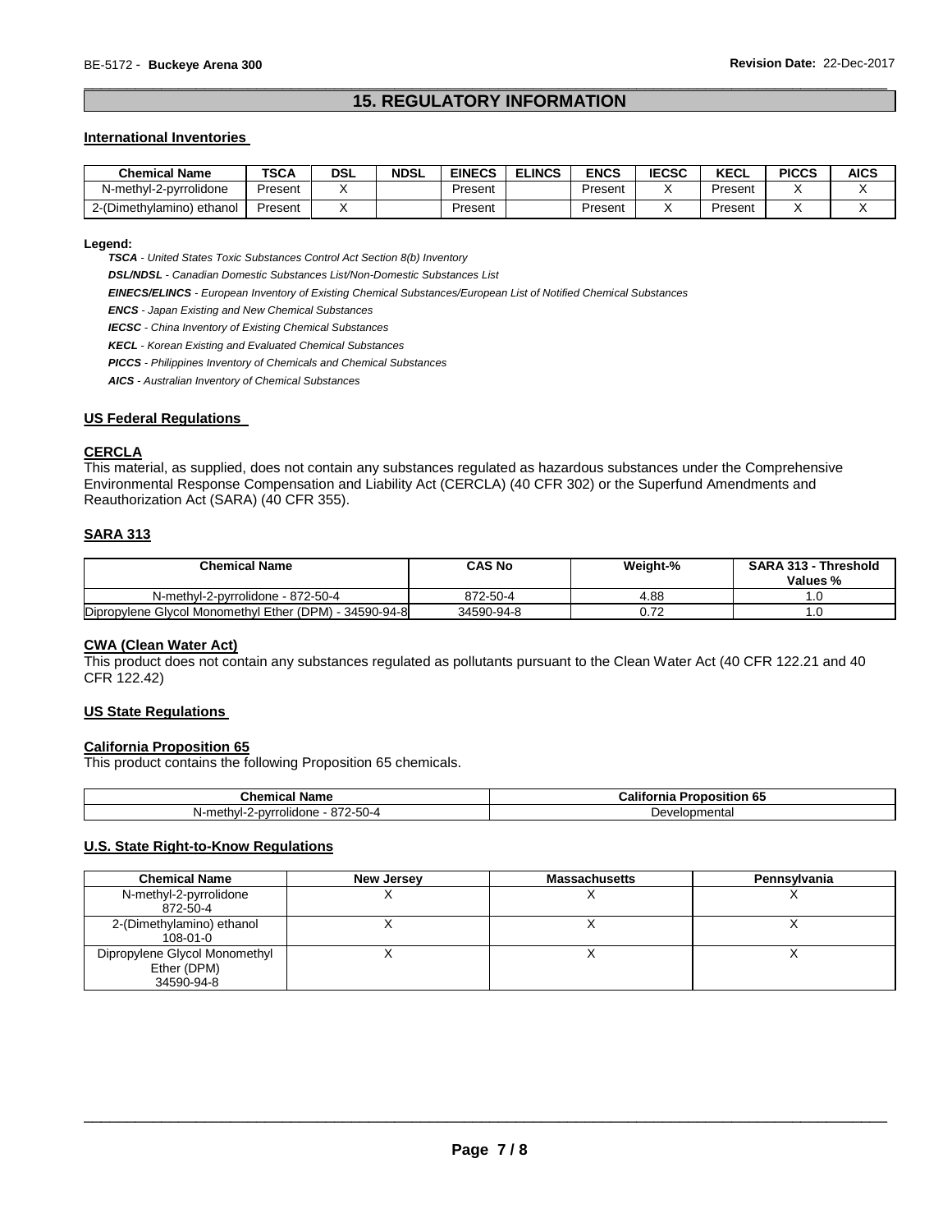# 15. REGULATORY INFORMATION

## International Inventories

| Chemical Name | TSCA | DSL | NDSL | EINECS | ELINCS | ENCS | IECSC | KECL | PICCS | AICS |
|---|---|---|---|---|---|---|---|---|---|---|
| N-methyl-2-pyrrolidone | Present | X | | Present | | Present | X | Present | X | X |
| 2-(Dimethylamino) ethanol | Present | X | | Present | | Present | X | Present | X | X |

**Legend:**

***TSCA*** *- United States Toxic Substances Control Act Section 8(b) Inventory*

***DSL/NDSL*** *- Canadian Domestic Substances List/Non-Domestic Substances List*

***EINECS/ELINCS*** *- European Inventory of Existing Chemical Substances/European List of Notified Chemical Substances*

***ENCS*** *- Japan Existing and New Chemical Substances*

***IECSC*** *- China Inventory of Existing Chemical Substances*

***KECL*** *- Korean Existing and Evaluated Chemical Substances*

***PICCS*** *- Philippines Inventory of Chemicals and Chemical Substances*

***AICS*** *- Australian Inventory of Chemical Substances*

## US Federal Regulations

### CERCLA

This material, as supplied, does not contain any substances regulated as hazardous substances under the Comprehensive Environmental Response Compensation and Liability Act (CERCLA) (40 CFR 302) or the Superfund Amendments and Reauthorization Act (SARA) (40 CFR 355).

### SARA 313

| Chemical Name | CAS No | Weight-% | SARA 313 - Threshold Values % |
|---|---|---|---|
| N-methyl-2-pyrrolidone - 872-50-4 | 872-50-4 | 4.88 | 1.0 |
| Dipropylene Glycol Monomethyl Ether (DPM) - 34590-94-8 | 34590-94-8 | 0.72 | 1.0 |

### CWA (Clean Water Act)

This product does not contain any substances regulated as pollutants pursuant to the Clean Water Act (40 CFR 122.21 and 40 CFR 122.42)

## US State Regulations

### California Proposition 65

This product contains the following Proposition 65 chemicals.

| Chemical Name | California Proposition 65 |
|---|---|
| N-methyl-2-pyrrolidone - 872-50-4 | Developmental |

## U.S. State Right-to-Know Regulations

| Chemical Name | New Jersey | Massachusetts | Pennsylvania |
|---|---|---|---|
| N-methyl-2-pyrrolidone 872-50-4 | X | X | X |
| 2-(Dimethylamino) ethanol 108-01-0 | X | X | X |
| Dipropylene Glycol Monomethyl Ether (DPM) 34590-94-8 | X | X | X |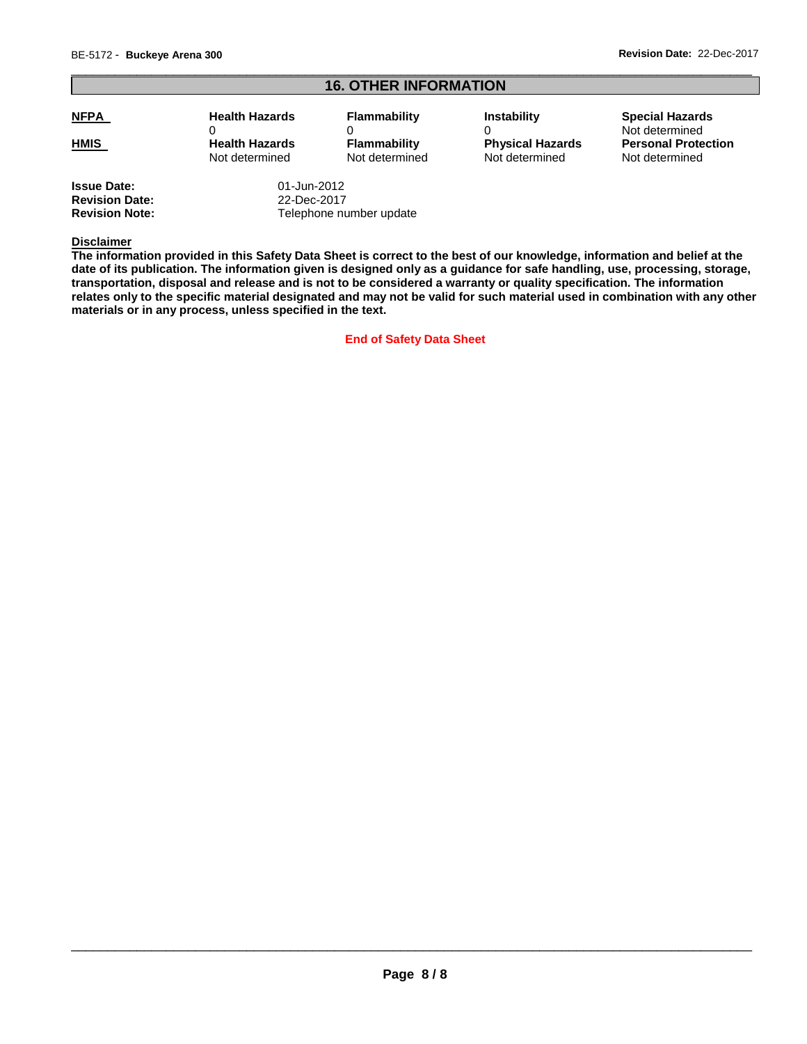## 16. OTHER INFORMATION

| | | | | |
|---|---|---|---|---|
| **NFPA** | **Health Hazards** 0 | **Flammability** 0 | **Instability** 0 | **Special Hazards** Not determined |
| **HMIS** | **Health Hazards** Not determined | **Flammability** Not determined | **Physical Hazards** Not determined | **Personal Protection** Not determined |

**Issue Date:** 01-Jun-2012
**Revision Date:** 22-Dec-2017
**Revision Note:** Telephone number update

**Disclaimer**

**The information provided in this Safety Data Sheet is correct to the best of our knowledge, information and belief at the date of its publication. The information given is designed only as a guidance for safe handling, use, processing, storage, transportation, disposal and release and is not to be considered a warranty or quality specification. The information relates only to the specific material designated and may not be valid for such material used in combination with any other materials or in any process, unless specified in the text.**

**End of Safety Data Sheet**